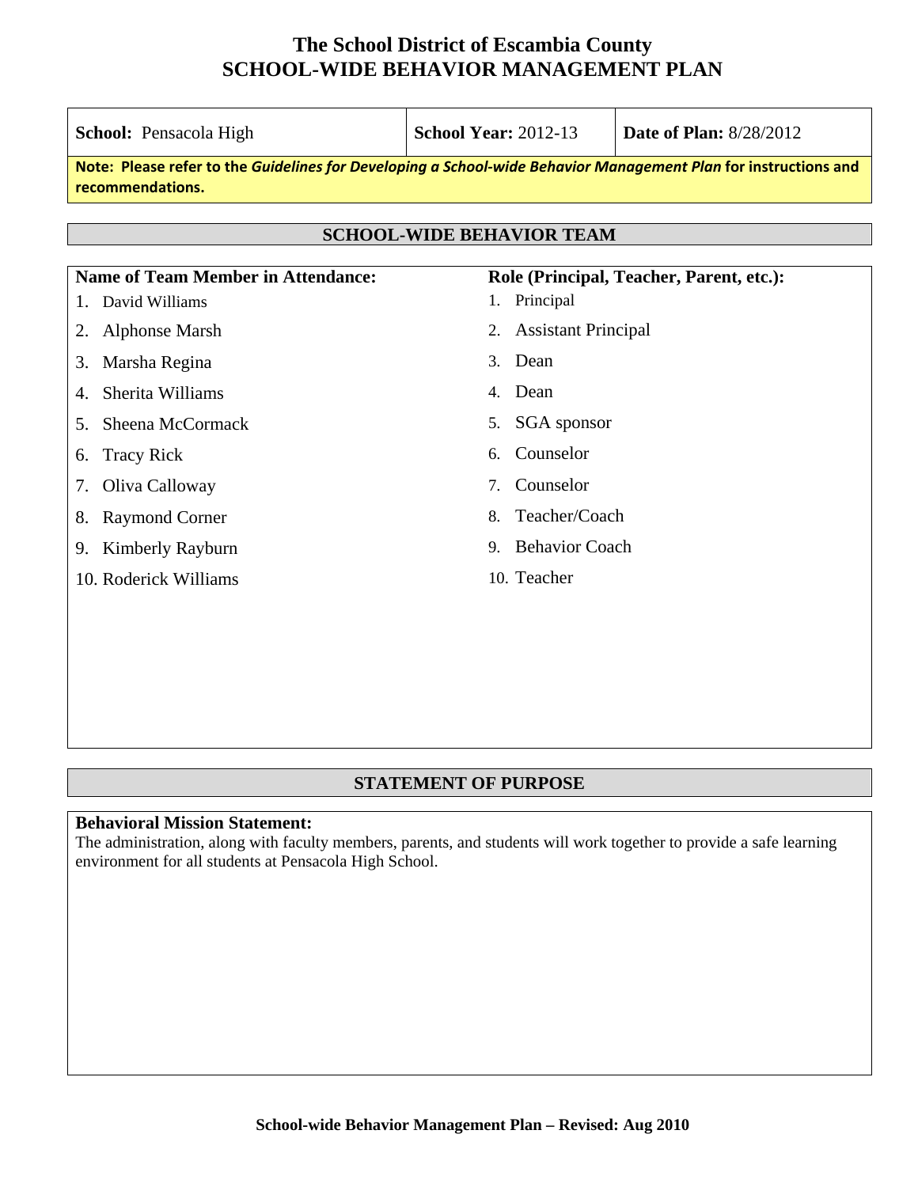# The School District of Escambia County
# SCHOOL-WIDE BEHAVIOR MANAGEMENT PLAN

| **School:** Pensacola High | **School Year:** 2012-13 | **Date of Plan:** 8/28/2012 |
|---|---|---|

**Note: Please refer to the *Guidelines for Developing a School-wide Behavior Management Plan* for instructions and recommendations.**

## SCHOOL-WIDE BEHAVIOR TEAM

| Name of Team Member in Attendance: | Role (Principal, Teacher, Parent, etc.): |
|---|---|
| 1. David Williams | 1. Principal |
| 2. Alphonse Marsh | 2. Assistant Principal |
| 3. Marsha Regina | 3. Dean |
| 4. Sherita Williams | 4. Dean |
| 5. Sheena McCormack | 5. SGA sponsor |
| 6. Tracy Rick | 6. Counselor |
| 7. Oliva Calloway | 7. Counselor |
| 8. Raymond Corner | 8. Teacher/Coach |
| 9. Kimberly Rayburn | 9. Behavior Coach |
| 10. Roderick Williams | 10. Teacher |

## STATEMENT OF PURPOSE

**Behavioral Mission Statement:**
The administration, along with faculty members, parents, and students will work together to provide a safe learning environment for all students at Pensacola High School.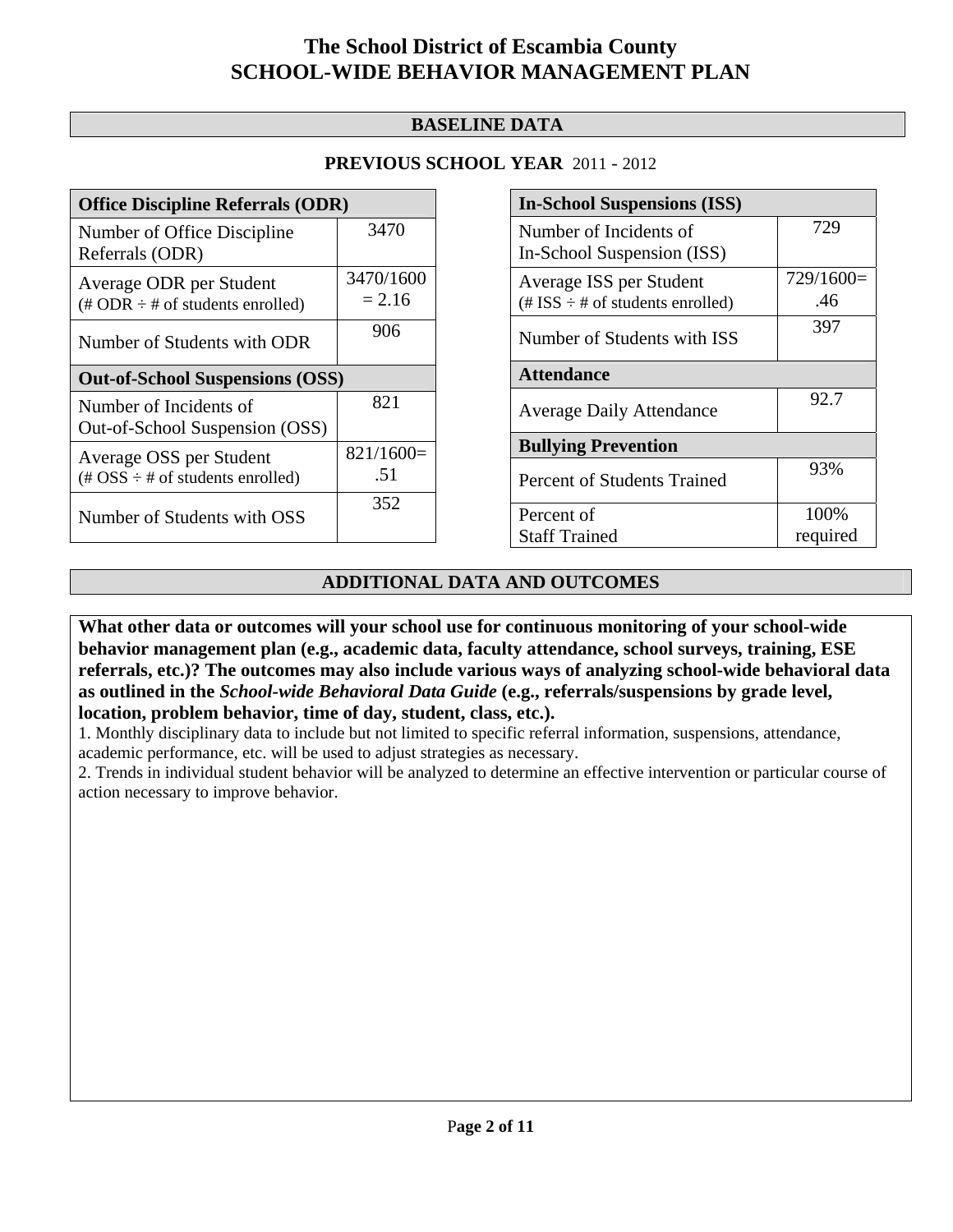# The School District of Escambia County
# SCHOOL-WIDE BEHAVIOR MANAGEMENT PLAN

## BASELINE DATA

**PREVIOUS SCHOOL YEAR** 2011 - 2012

| **Office Discipline Referrals (ODR)** | |
|---|---|
| Number of Office Discipline Referrals (ODR) | 3470 |
| Average ODR per Student (# ODR ÷ # of students enrolled) | 3470/1600 = 2.16 |
| Number of Students with ODR | 906 |
| **Out-of-School Suspensions (OSS)** | |
| Number of Incidents of Out-of-School Suspension (OSS) | 821 |
| Average OSS per Student (# OSS ÷ # of students enrolled) | 821/1600= .51 |
| Number of Students with OSS | 352 |

| **In-School Suspensions (ISS)** | |
|---|---|
| Number of Incidents of In-School Suspension (ISS) | 729 |
| Average ISS per Student (# ISS ÷ # of students enrolled) | 729/1600= .46 |
| Number of Students with ISS | 397 |
| **Attendance** | |
| Average Daily Attendance | 92.7 |
| **Bullying Prevention** | |
| Percent of Students Trained | 93% |
| Percent of Staff Trained | 100% required |

## ADDITIONAL DATA AND OUTCOMES

**What other data or outcomes will your school use for continuous monitoring of your school-wide behavior management plan (e.g., academic data, faculty attendance, school surveys, training, ESE referrals, etc.)? The outcomes may also include various ways of analyzing school-wide behavioral data as outlined in the *School-wide Behavioral Data Guide* (e.g., referrals/suspensions by grade level, location, problem behavior, time of day, student, class, etc.).**

1. Monthly disciplinary data to include but not limited to specific referral information, suspensions, attendance, academic performance, etc. will be used to adjust strategies as necessary.
2. Trends in individual student behavior will be analyzed to determine an effective intervention or particular course of action necessary to improve behavior.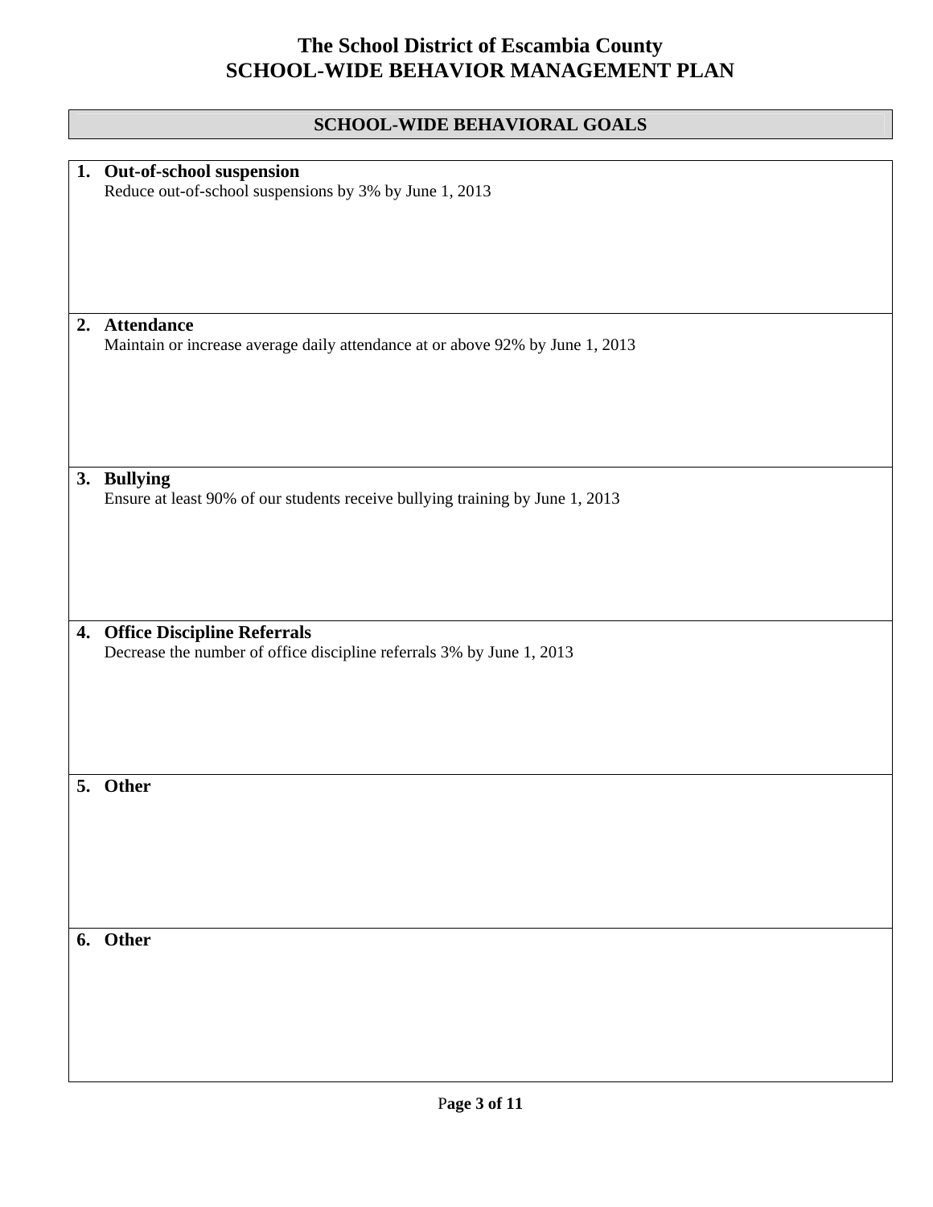# The School District of Escambia County
# SCHOOL-WIDE BEHAVIOR MANAGEMENT PLAN

## SCHOOL-WIDE BEHAVIORAL GOALS

1. **Out-of-school suspension**
   Reduce out-of-school suspensions by 3% by June 1, 2013

2. **Attendance**
   Maintain or increase average daily attendance at or above 92% by June 1, 2013

3. **Bullying**
   Ensure at least 90% of our students receive bullying training by June 1, 2013

4. **Office Discipline Referrals**
   Decrease the number of office discipline referrals 3% by June 1, 2013

5. **Other**

6. **Other**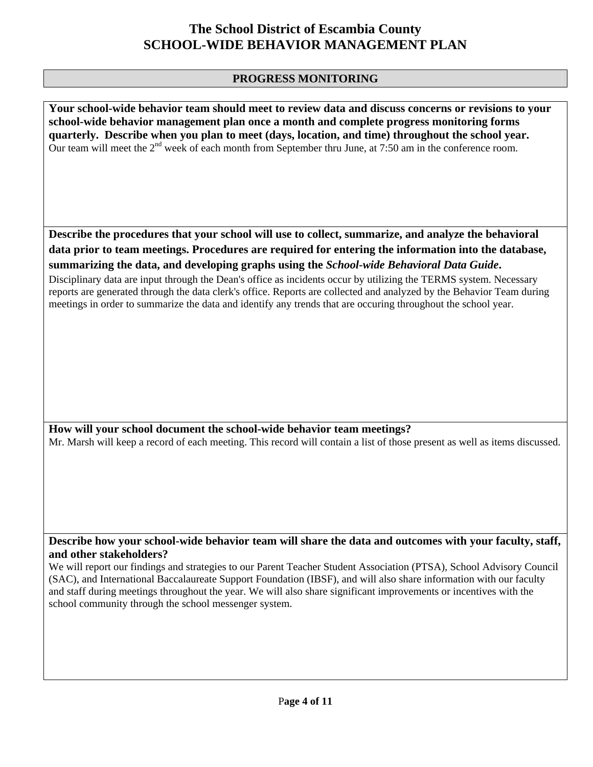# The School District of Escambia County
# SCHOOL-WIDE BEHAVIOR MANAGEMENT PLAN

## PROGRESS MONITORING

**Your school-wide behavior team should meet to review data and discuss concerns or revisions to your school-wide behavior management plan once a month and complete progress monitoring forms quarterly. Describe when you plan to meet (days, location, and time) throughout the school year.**

Our team will meet the 2nd week of each month from September thru June, at 7:50 am in the conference room.

**Describe the procedures that your school will use to collect, summarize, and analyze the behavioral data prior to team meetings. Procedures are required for entering the information into the database, summarizing the data, and developing graphs using the *School-wide Behavioral Data Guide*.**

Disciplinary data are input through the Dean's office as incidents occur by utilizing the TERMS system. Necessary reports are generated through the data clerk's office. Reports are collected and analyzed by the Behavior Team during meetings in order to summarize the data and identify any trends that are occuring throughout the school year.

**How will your school document the school-wide behavior team meetings?**

Mr. Marsh will keep a record of each meeting. This record will contain a list of those present as well as items discussed.

**Describe how your school-wide behavior team will share the data and outcomes with your faculty, staff, and other stakeholders?**

We will report our findings and strategies to our Parent Teacher Student Association (PTSA), School Advisory Council (SAC), and International Baccalaureate Support Foundation (IBSF), and will also share information with our faculty and staff during meetings throughout the year. We will also share significant improvements or incentives with the school community through the school messenger system.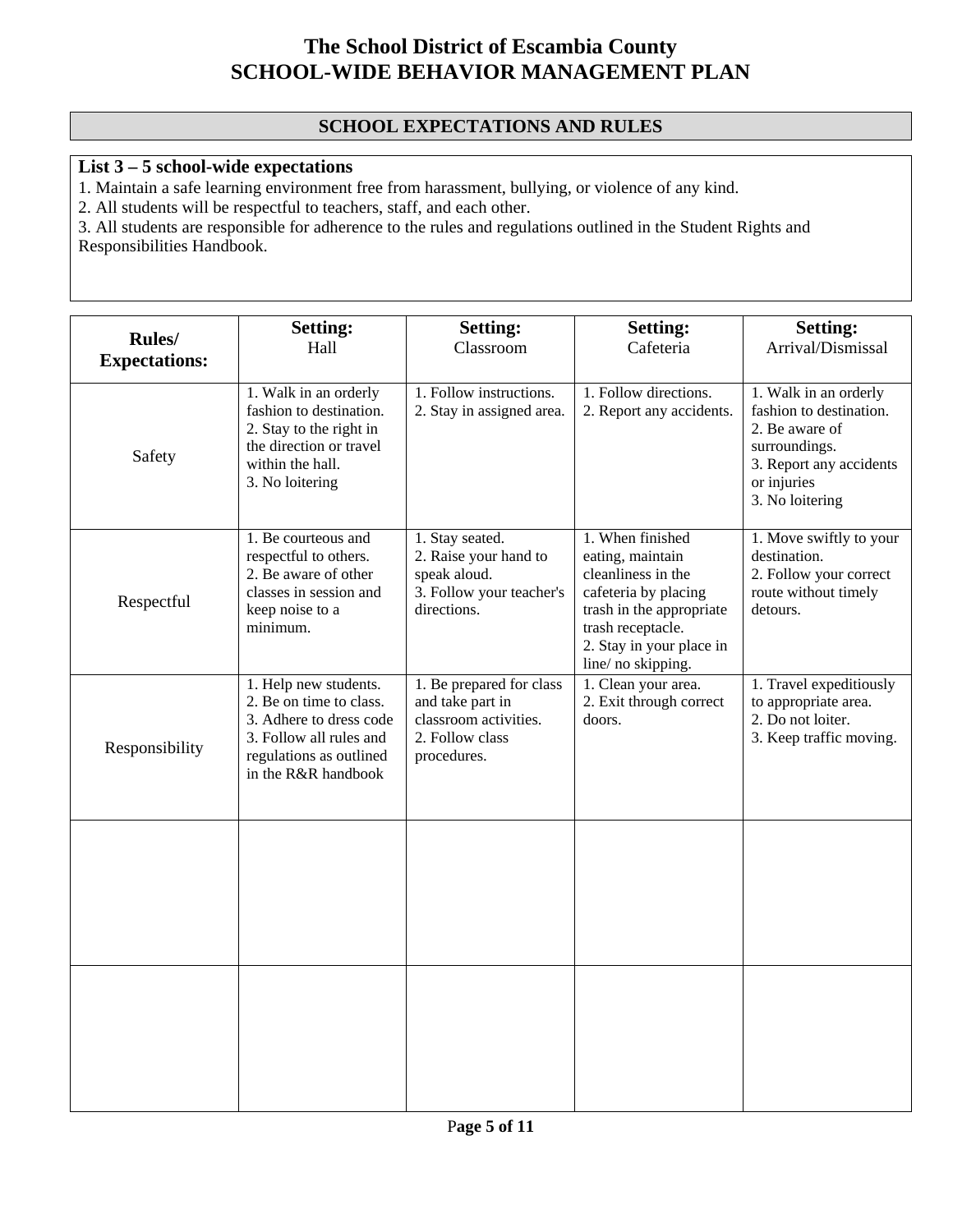# The School District of Escambia County
# SCHOOL-WIDE BEHAVIOR MANAGEMENT PLAN

## SCHOOL EXPECTATIONS AND RULES

**List 3 – 5 school-wide expectations**

1. Maintain a safe learning environment free from harassment, bullying, or violence of any kind.
2. All students will be respectful to teachers, staff, and each other.
3. All students are responsible for adherence to the rules and regulations outlined in the Student Rights and Responsibilities Handbook.

| **Rules/ Expectations:** | **Setting:** Hall | **Setting:** Classroom | **Setting:** Cafeteria | **Setting:** Arrival/Dismissal |
|---|---|---|---|---|
| Safety | 1. Walk in an orderly fashion to destination.<br>2. Stay to the right in the direction or travel within the hall.<br>3. No loitering | 1. Follow instructions.<br>2. Stay in assigned area. | 1. Follow directions.<br>2. Report any accidents. | 1. Walk in an orderly fashion to destination.<br>2. Be aware of surroundings.<br>3. Report any accidents or injuries<br>3. No loitering |
| Respectful | 1. Be courteous and respectful to others.<br>2. Be aware of other classes in session and keep noise to a minimum. | 1. Stay seated.<br>2. Raise your hand to speak aloud.<br>3. Follow your teacher's directions. | 1. When finished eating, maintain cleanliness in the cafeteria by placing trash in the appropriate trash receptacle.<br>2. Stay in your place in line/ no skipping. | 1. Move swiftly to your destination.<br>2. Follow your correct route without timely detours. |
| Responsibility | 1. Help new students.<br>2. Be on time to class.<br>3. Adhere to dress code<br>3. Follow all rules and regulations as outlined in the R&R handbook | 1. Be prepared for class and take part in classroom activities.<br>2. Follow class procedures. | 1. Clean your area.<br>2. Exit through correct doors. | 1. Travel expeditiously to appropriate area.<br>2. Do not loiter.<br>3. Keep traffic moving. |
| | | | | |
| | | | | |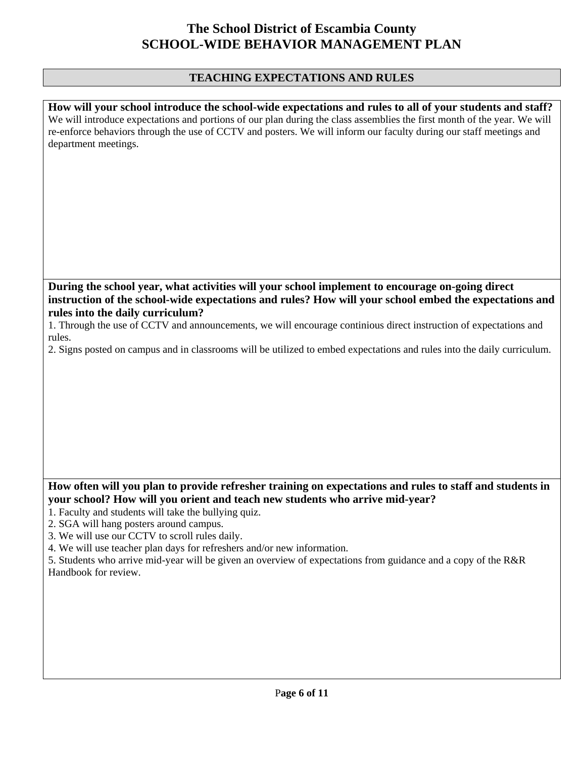# The School District of Escambia County
# SCHOOL-WIDE BEHAVIOR MANAGEMENT PLAN

## TEACHING EXPECTATIONS AND RULES

**How will your school introduce the school-wide expectations and rules to all of your students and staff?**

We will introduce expectations and portions of our plan during the class assemblies the first month of the year. We will re-enforce behaviors through the use of CCTV and posters. We will inform our faculty during our staff meetings and department meetings.

**During the school year, what activities will your school implement to encourage on-going direct instruction of the school-wide expectations and rules? How will your school embed the expectations and rules into the daily curriculum?**

1. Through the use of CCTV and announcements, we will encourage continious direct instruction of expectations and rules.
2. Signs posted on campus and in classrooms will be utilized to embed expectations and rules into the daily curriculum.

**How often will you plan to provide refresher training on expectations and rules to staff and students in your school? How will you orient and teach new students who arrive mid-year?**

1. Faculty and students will take the bullying quiz.
2. SGA will hang posters around campus.
3. We will use our CCTV to scroll rules daily.
4. We will use teacher plan days for refreshers and/or new information.
5. Students who arrive mid-year will be given an overview of expectations from guidance and a copy of the R&R Handbook for review.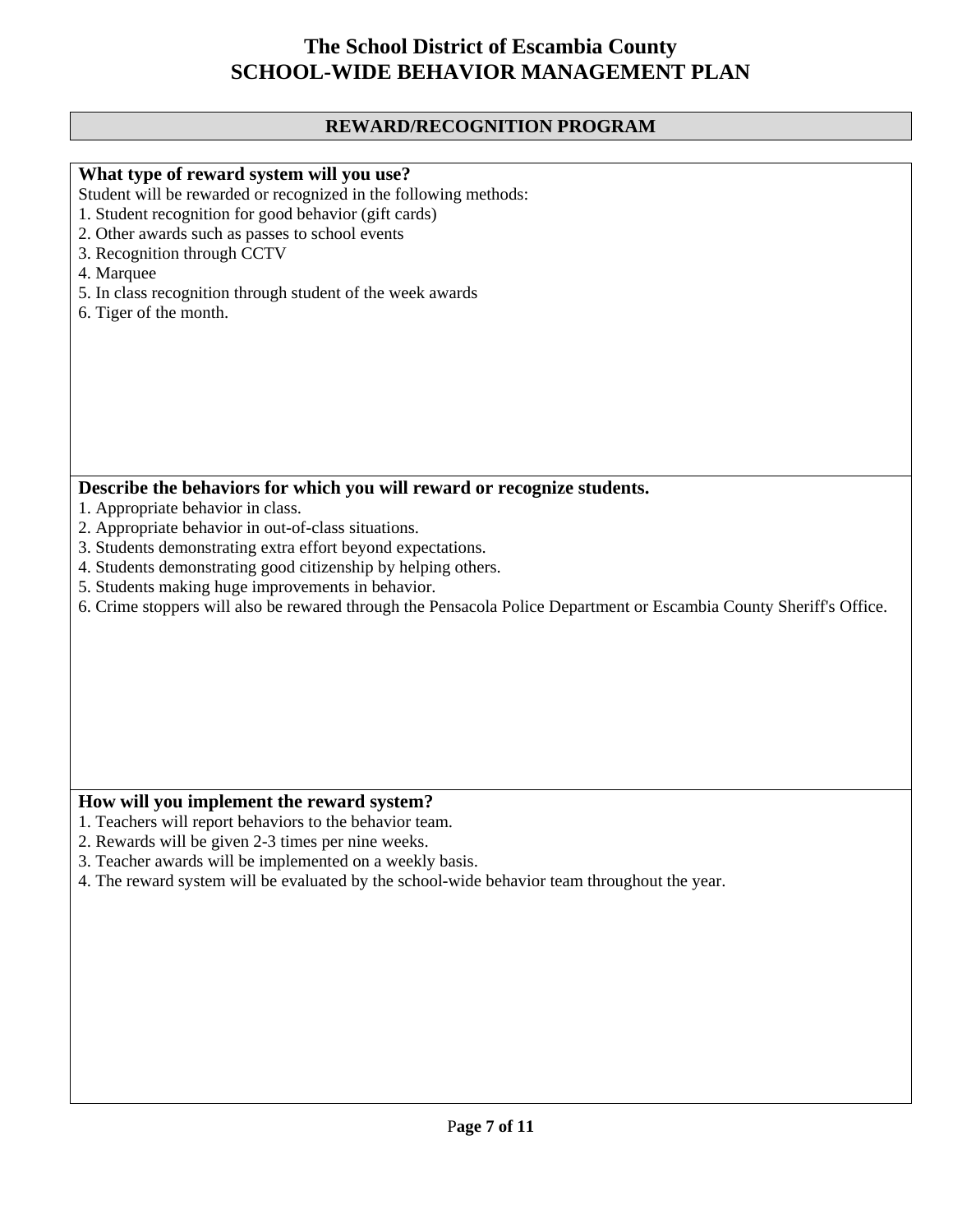# The School District of Escambia County
# SCHOOL-WIDE BEHAVIOR MANAGEMENT PLAN

## REWARD/RECOGNITION PROGRAM

**What type of reward system will you use?**

Student will be rewarded or recognized in the following methods:

1. Student recognition for good behavior (gift cards)
2. Other awards such as passes to school events
3. Recognition through CCTV
4. Marquee
5. In class recognition through student of the week awards
6. Tiger of the month.

**Describe the behaviors for which you will reward or recognize students.**

1. Appropriate behavior in class.
2. Appropriate behavior in out-of-class situations.
3. Students demonstrating extra effort beyond expectations.
4. Students demonstrating good citizenship by helping others.
5. Students making huge improvements in behavior.
6. Crime stoppers will also be rewared through the Pensacola Police Department or Escambia County Sheriff's Office.

**How will you implement the reward system?**

1. Teachers will report behaviors to the behavior team.
2. Rewards will be given 2-3 times per nine weeks.
3. Teacher awards will be implemented on a weekly basis.
4. The reward system will be evaluated by the school-wide behavior team throughout the year.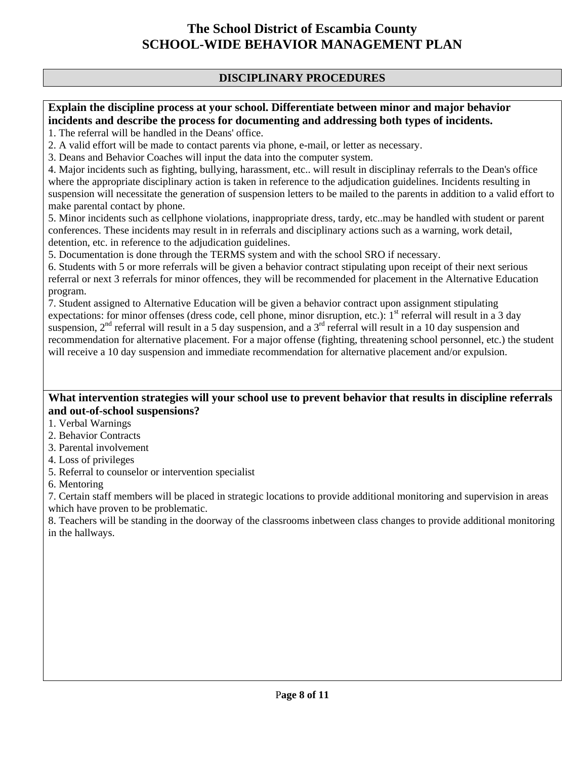# The School District of Escambia County
# SCHOOL-WIDE BEHAVIOR MANAGEMENT PLAN

## DISCIPLINARY PROCEDURES

**Explain the discipline process at your school. Differentiate between minor and major behavior incidents and describe the process for documenting and addressing both types of incidents.**

1. The referral will be handled in the Deans' office.
2. A valid effort will be made to contact parents via phone, e-mail, or letter as necessary.
3. Deans and Behavior Coaches will input the data into the computer system.
4. Major incidents such as fighting, bullying, harassment, etc.. will result in disciplinay referrals to the Dean's office where the appropriate disciplinary action is taken in reference to the adjudication guidelines. Incidents resulting in suspension will necessitate the generation of suspension letters to be mailed to the parents in addition to a valid effort to make parental contact by phone.
5. Minor incidents such as cellphone violations, inappropriate dress, tardy, etc..may be handled with student or parent conferences. These incidents may result in in referrals and disciplinary actions such as a warning, work detail, detention, etc. in reference to the adjudication guidelines.
5. Documentation is done through the TERMS system and with the school SRO if necessary.
6. Students with 5 or more referrals will be given a behavior contract stipulating upon receipt of their next serious referral or next 3 referrals for minor offences, they will be recommended for placement in the Alternative Education program.
7. Student assigned to Alternative Education will be given a behavior contract upon assignment stipulating expectations: for minor offenses (dress code, cell phone, minor disruption, etc.): 1st referral will result in a 3 day suspension, 2nd referral will result in a 5 day suspension, and a 3rd referral will result in a 10 day suspension and recommendation for alternative placement. For a major offense (fighting, threatening school personnel, etc.) the student will receive a 10 day suspension and immediate recommendation for alternative placement and/or expulsion.

**What intervention strategies will your school use to prevent behavior that results in discipline referrals and out-of-school suspensions?**

1. Verbal Warnings
2. Behavior Contracts
3. Parental involvement
4. Loss of privileges
5. Referral to counselor or intervention specialist
6. Mentoring
7. Certain staff members will be placed in strategic locations to provide additional monitoring and supervision in areas which have proven to be problematic.
8. Teachers will be standing in the doorway of the classrooms inbetween class changes to provide additional monitoring in the hallways.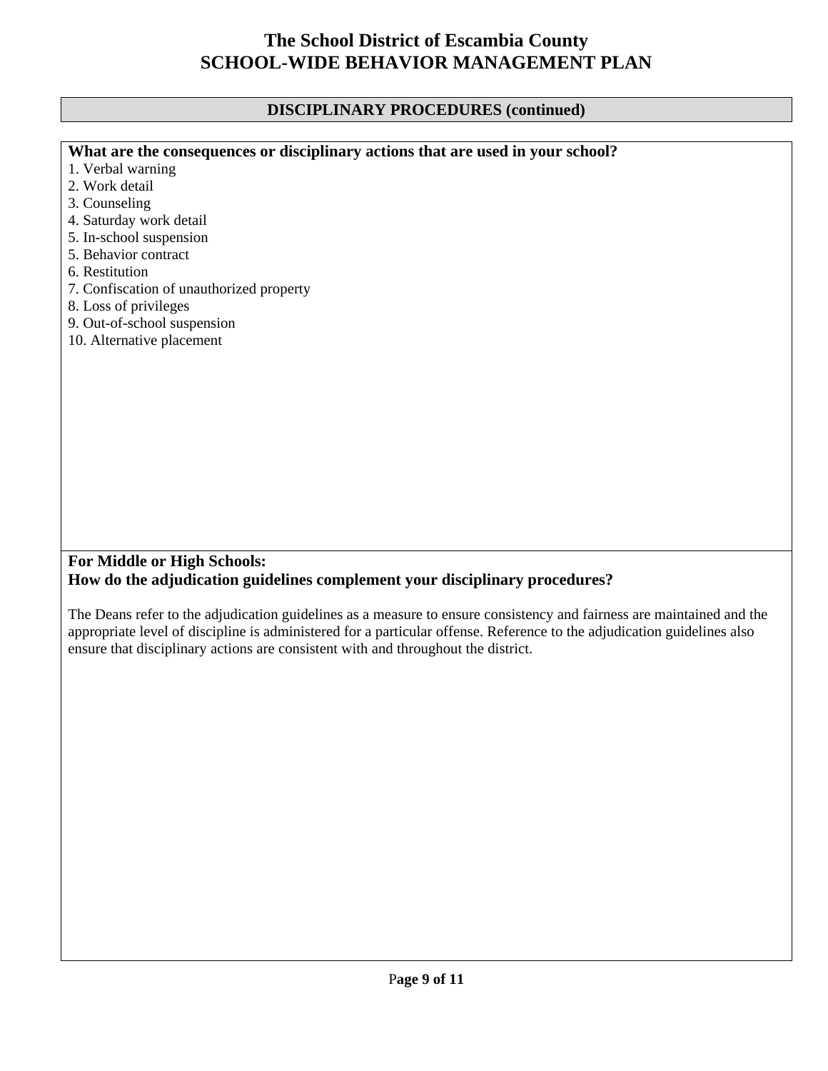# The School District of Escambia County
# SCHOOL-WIDE BEHAVIOR MANAGEMENT PLAN

## DISCIPLINARY PROCEDURES (continued)

**What are the consequences or disciplinary actions that are used in your school?**

1. Verbal warning
2. Work detail
3. Counseling
4. Saturday work detail
5. In-school suspension
5. Behavior contract
6. Restitution
7. Confiscation of unauthorized property
8. Loss of privileges
9. Out-of-school suspension
10. Alternative placement

**For Middle or High Schools:**
**How do the adjudication guidelines complement your disciplinary procedures?**

The Deans refer to the adjudication guidelines as a measure to ensure consistency and fairness are maintained and the appropriate level of discipline is administered for a particular offense. Reference to the adjudication guidelines also ensure that disciplinary actions are consistent with and throughout the district.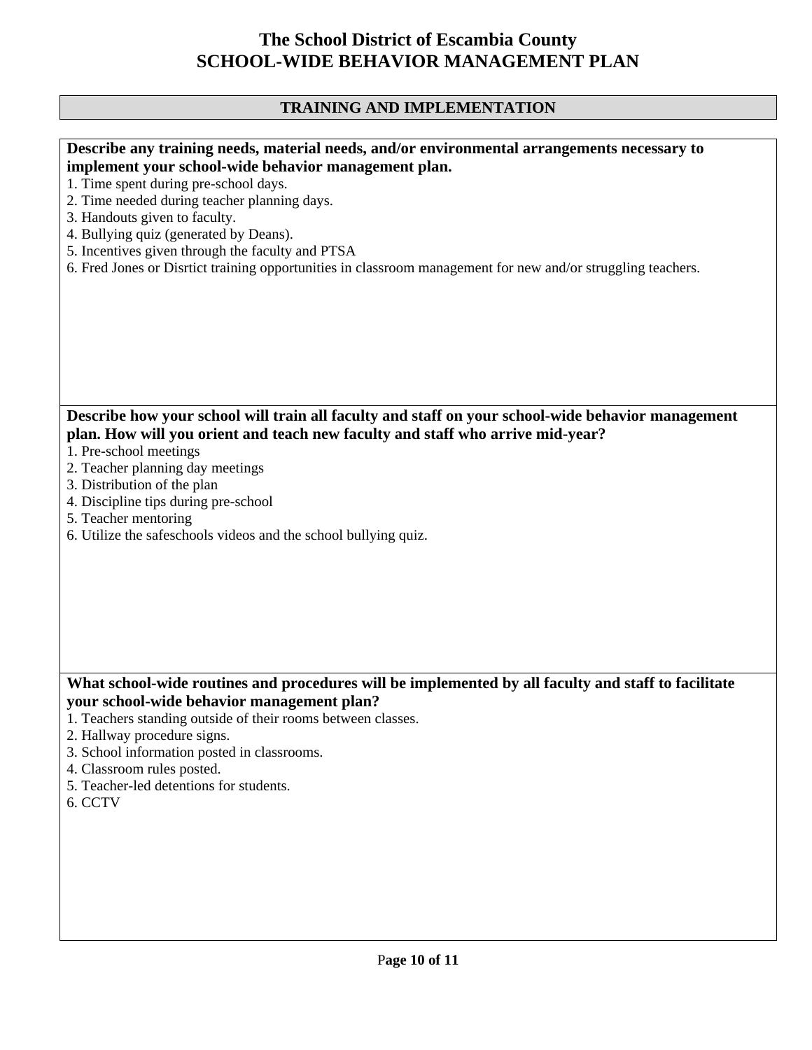# The School District of Escambia County
# SCHOOL-WIDE BEHAVIOR MANAGEMENT PLAN

## TRAINING AND IMPLEMENTATION

**Describe any training needs, material needs, and/or environmental arrangements necessary to implement your school-wide behavior management plan.**

1. Time spent during pre-school days.
2. Time needed during teacher planning days.
3. Handouts given to faculty.
4. Bullying quiz (generated by Deans).
5. Incentives given through the faculty and PTSA
6. Fred Jones or Disrtict training opportunities in classroom management for new and/or struggling teachers.

**Describe how your school will train all faculty and staff on your school-wide behavior management plan. How will you orient and teach new faculty and staff who arrive mid-year?**

1. Pre-school meetings
2. Teacher planning day meetings
3. Distribution of the plan
4. Discipline tips during pre-school
5. Teacher mentoring
6. Utilize the safeschools videos and the school bullying quiz.

**What school-wide routines and procedures will be implemented by all faculty and staff to facilitate your school-wide behavior management plan?**

1. Teachers standing outside of their rooms between classes.
2. Hallway procedure signs.
3. School information posted in classrooms.
4. Classroom rules posted.
5. Teacher-led detentions for students.
6. CCTV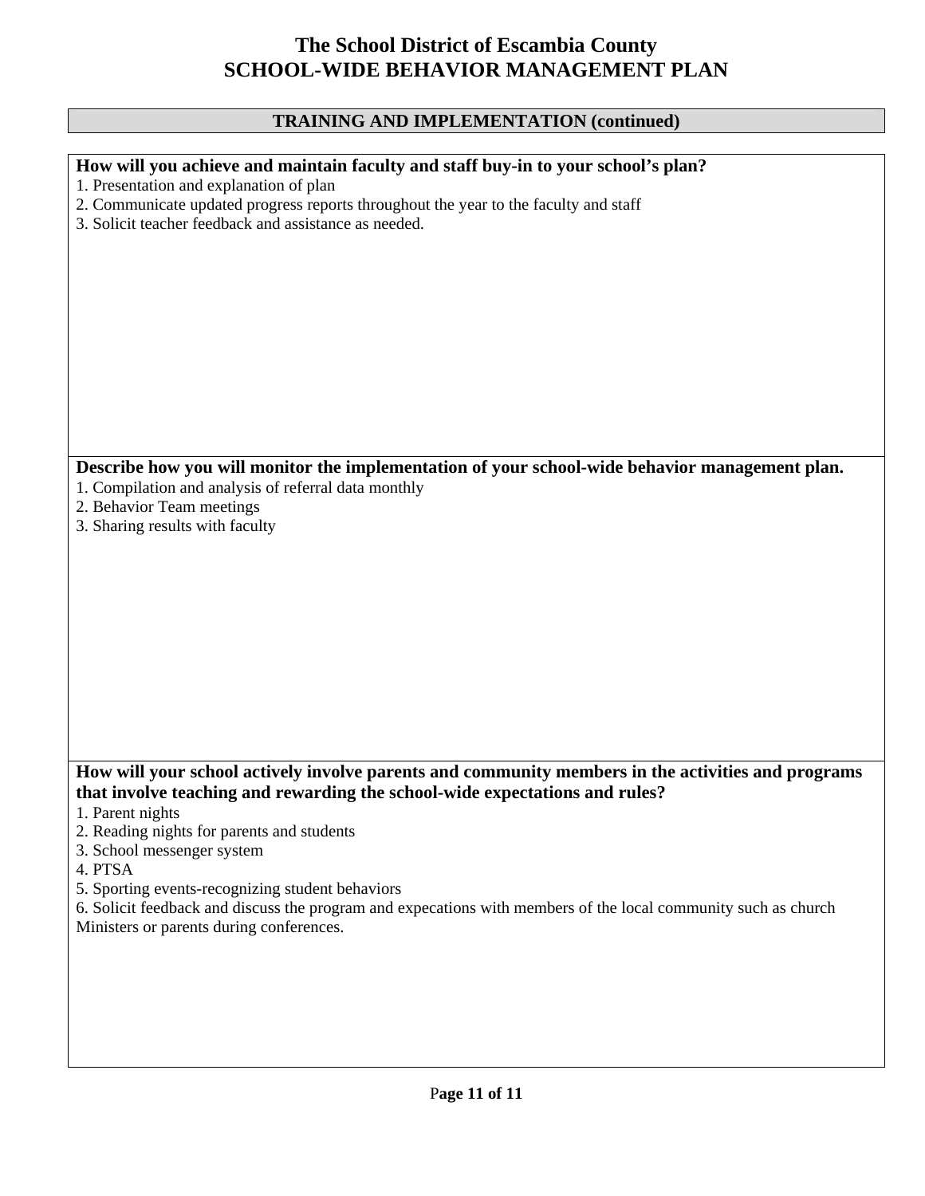# The School District of Escambia County
# SCHOOL-WIDE BEHAVIOR MANAGEMENT PLAN

## TRAINING AND IMPLEMENTATION (continued)

**How will you achieve and maintain faculty and staff buy-in to your school's plan?**

1. Presentation and explanation of plan
2. Communicate updated progress reports throughout the year to the faculty and staff
3. Solicit teacher feedback and assistance as needed.

**Describe how you will monitor the implementation of your school-wide behavior management plan.**

1. Compilation and analysis of referral data monthly
2. Behavior Team meetings
3. Sharing results with faculty

**How will your school actively involve parents and community members in the activities and programs that involve teaching and rewarding the school-wide expectations and rules?**

1. Parent nights
2. Reading nights for parents and students
3. School messenger system
4. PTSA
5. Sporting events-recognizing student behaviors
6. Solicit feedback and discuss the program and expecations with members of the local community such as church Ministers or parents during conferences.